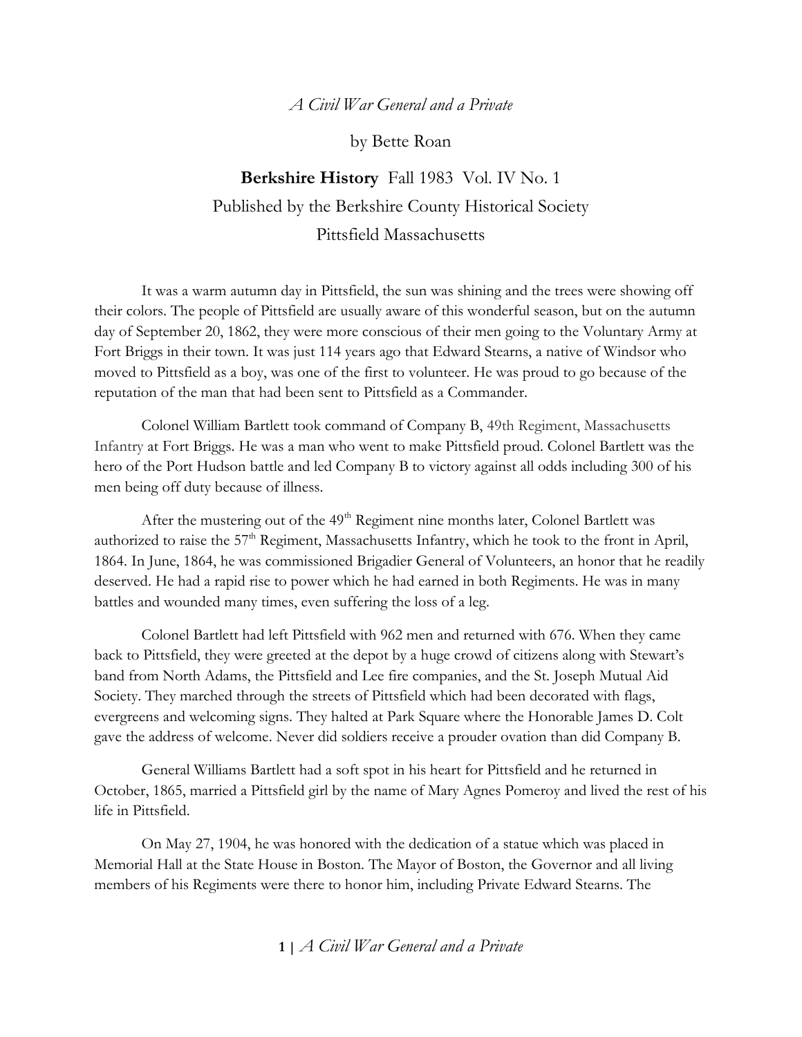*A Civil War General and a Private*

by Bette Roan

**Berkshire History** Fall 1983 Vol. IV No. 1
Published by the Berkshire County Historical Society
Pittsfield Massachusetts

It was a warm autumn day in Pittsfield, the sun was shining and the trees were showing off their colors. The people of Pittsfield are usually aware of this wonderful season, but on the autumn day of September 20, 1862, they were more conscious of their men going to the Voluntary Army at Fort Briggs in their town. It was just 114 years ago that Edward Stearns, a native of Windsor who moved to Pittsfield as a boy, was one of the first to volunteer. He was proud to go because of the reputation of the man that had been sent to Pittsfield as a Commander.

Colonel William Bartlett took command of Company B, 49th Regiment, Massachusetts Infantry at Fort Briggs. He was a man who went to make Pittsfield proud. Colonel Bartlett was the hero of the Port Hudson battle and led Company B to victory against all odds including 300 of his men being off duty because of illness.

After the mustering out of the 49th Regiment nine months later, Colonel Bartlett was authorized to raise the 57th Regiment, Massachusetts Infantry, which he took to the front in April, 1864. In June, 1864, he was commissioned Brigadier General of Volunteers, an honor that he readily deserved. He had a rapid rise to power which he had earned in both Regiments. He was in many battles and wounded many times, even suffering the loss of a leg.

Colonel Bartlett had left Pittsfield with 962 men and returned with 676. When they came back to Pittsfield, they were greeted at the depot by a huge crowd of citizens along with Stewart's band from North Adams, the Pittsfield and Lee fire companies, and the St. Joseph Mutual Aid Society. They marched through the streets of Pittsfield which had been decorated with flags, evergreens and welcoming signs. They halted at Park Square where the Honorable James D. Colt gave the address of welcome. Never did soldiers receive a prouder ovation than did Company B.

General Williams Bartlett had a soft spot in his heart for Pittsfield and he returned in October, 1865, married a Pittsfield girl by the name of Mary Agnes Pomeroy and lived the rest of his life in Pittsfield.

On May 27, 1904, he was honored with the dedication of a statue which was placed in Memorial Hall at the State House in Boston. The Mayor of Boston, the Governor and all living members of his Regiments were there to honor him, including Private Edward Stearns. The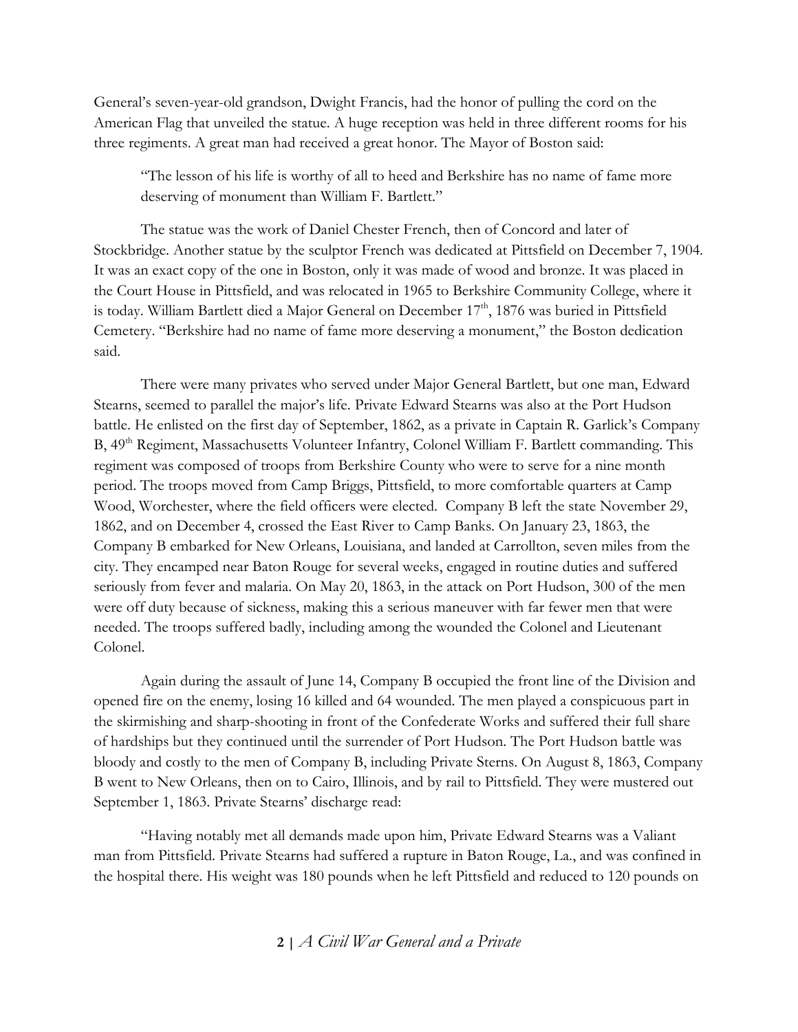General's seven-year-old grandson, Dwight Francis, had the honor of pulling the cord on the American Flag that unveiled the statue. A huge reception was held in three different rooms for his three regiments. A great man had received a great honor. The Mayor of Boston said:

> "The lesson of his life is worthy of all to heed and Berkshire has no name of fame more deserving of monument than William F. Bartlett."

The statue was the work of Daniel Chester French, then of Concord and later of Stockbridge. Another statue by the sculptor French was dedicated at Pittsfield on December 7, 1904. It was an exact copy of the one in Boston, only it was made of wood and bronze. It was placed in the Court House in Pittsfield, and was relocated in 1965 to Berkshire Community College, where it is today. William Bartlett died a Major General on December 17th, 1876 was buried in Pittsfield Cemetery. "Berkshire had no name of fame more deserving a monument," the Boston dedication said.

There were many privates who served under Major General Bartlett, but one man, Edward Stearns, seemed to parallel the major's life. Private Edward Stearns was also at the Port Hudson battle. He enlisted on the first day of September, 1862, as a private in Captain R. Garlick's Company B, 49th Regiment, Massachusetts Volunteer Infantry, Colonel William F. Bartlett commanding. This regiment was composed of troops from Berkshire County who were to serve for a nine month period. The troops moved from Camp Briggs, Pittsfield, to more comfortable quarters at Camp Wood, Worchester, where the field officers were elected. Company B left the state November 29, 1862, and on December 4, crossed the East River to Camp Banks. On January 23, 1863, the Company B embarked for New Orleans, Louisiana, and landed at Carrollton, seven miles from the city. They encamped near Baton Rouge for several weeks, engaged in routine duties and suffered seriously from fever and malaria. On May 20, 1863, in the attack on Port Hudson, 300 of the men were off duty because of sickness, making this a serious maneuver with far fewer men that were needed. The troops suffered badly, including among the wounded the Colonel and Lieutenant Colonel.

Again during the assault of June 14, Company B occupied the front line of the Division and opened fire on the enemy, losing 16 killed and 64 wounded. The men played a conspicuous part in the skirmishing and sharp-shooting in front of the Confederate Works and suffered their full share of hardships but they continued until the surrender of Port Hudson. The Port Hudson battle was bloody and costly to the men of Company B, including Private Sterns. On August 8, 1863, Company B went to New Orleans, then on to Cairo, Illinois, and by rail to Pittsfield. They were mustered out September 1, 1863. Private Stearns' discharge read:

"Having notably met all demands made upon him, Private Edward Stearns was a Valiant man from Pittsfield. Private Stearns had suffered a rupture in Baton Rouge, La., and was confined in the hospital there. His weight was 180 pounds when he left Pittsfield and reduced to 120 pounds on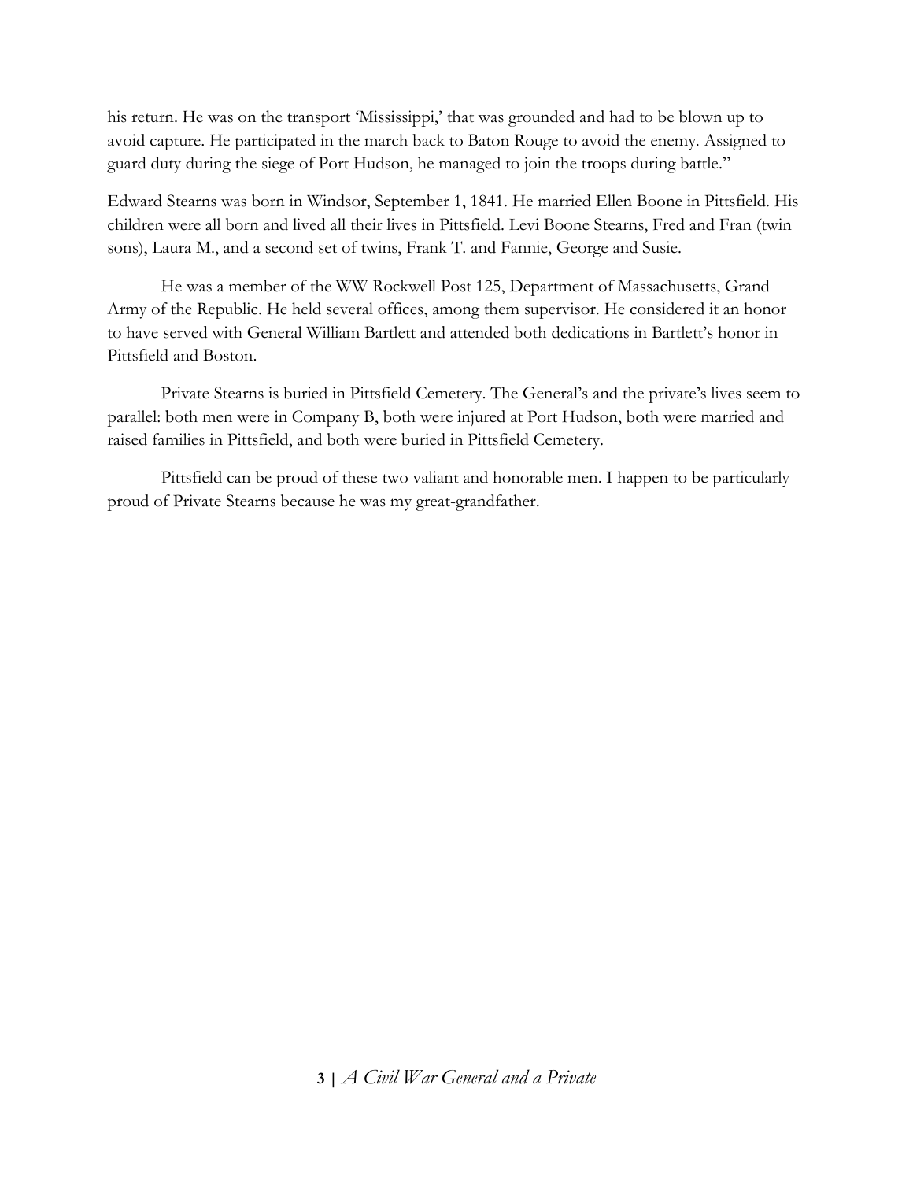his return. He was on the transport 'Mississippi,' that was grounded and had to be blown up to avoid capture. He participated in the march back to Baton Rouge to avoid the enemy. Assigned to guard duty during the siege of Port Hudson, he managed to join the troops during battle."

Edward Stearns was born in Windsor, September 1, 1841. He married Ellen Boone in Pittsfield. His children were all born and lived all their lives in Pittsfield. Levi Boone Stearns, Fred and Fran (twin sons), Laura M., and a second set of twins, Frank T. and Fannie, George and Susie.

He was a member of the WW Rockwell Post 125, Department of Massachusetts, Grand Army of the Republic. He held several offices, among them supervisor. He considered it an honor to have served with General William Bartlett and attended both dedications in Bartlett's honor in Pittsfield and Boston.

Private Stearns is buried in Pittsfield Cemetery. The General's and the private's lives seem to parallel: both men were in Company B, both were injured at Port Hudson, both were married and raised families in Pittsfield, and both were buried in Pittsfield Cemetery.

Pittsfield can be proud of these two valiant and honorable men. I happen to be particularly proud of Private Stearns because he was my great-grandfather.